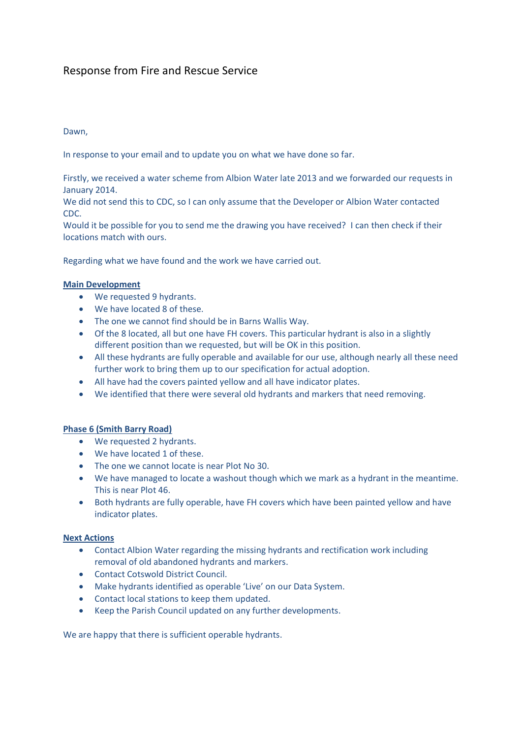# Response from Fire and Rescue Service

Dawn,

In response to your email and to update you on what we have done so far.

Firstly, we received a water scheme from Albion Water late 2013 and we forwarded our requests in January 2014.
We did not send this to CDC, so I can only assume that the Developer or Albion Water contacted CDC.
Would it be possible for you to send me the drawing you have received? I can then check if their locations match with ours.

Regarding what we have found and the work we have carried out.

**Main Development**

- We requested 9 hydrants.
- We have located 8 of these.
- The one we cannot find should be in Barns Wallis Way.
- Of the 8 located, all but one have FH covers. This particular hydrant is also in a slightly different position than we requested, but will be OK in this position.
- All these hydrants are fully operable and available for our use, although nearly all these need further work to bring them up to our specification for actual adoption.
- All have had the covers painted yellow and all have indicator plates.
- We identified that there were several old hydrants and markers that need removing.

**Phase 6 (Smith Barry Road)**

- We requested 2 hydrants.
- We have located 1 of these.
- The one we cannot locate is near Plot No 30.
- We have managed to locate a washout though which we mark as a hydrant in the meantime. This is near Plot 46.
- Both hydrants are fully operable, have FH covers which have been painted yellow and have indicator plates.

**Next Actions**

- Contact Albion Water regarding the missing hydrants and rectification work including removal of old abandoned hydrants and markers.
- Contact Cotswold District Council.
- Make hydrants identified as operable 'Live' on our Data System.
- Contact local stations to keep them updated.
- Keep the Parish Council updated on any further developments.

We are happy that there is sufficient operable hydrants.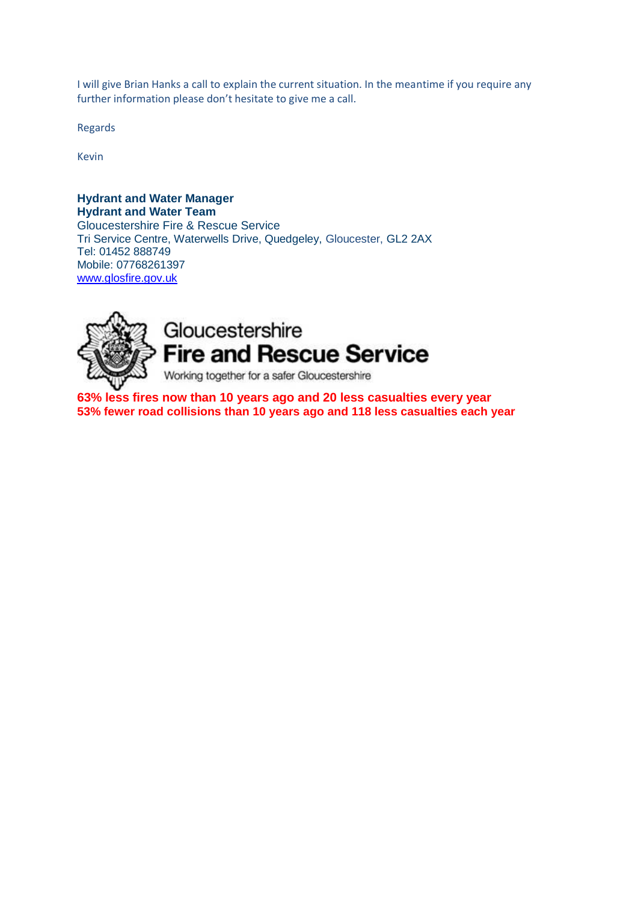I will give Brian Hanks a call to explain the current situation. In the meantime if you require any further information please don't hesitate to give me a call.

Regards

Kevin

**Hydrant and Water Manager**
**Hydrant and Water Team**
Gloucestershire Fire & Rescue Service
Tri Service Centre, Waterwells Drive, Quedgeley, Gloucester, GL2 2AX
Tel: 01452 888749
Mobile: 07768261397
www.glosfire.gov.uk

Gloucestershire
**Fire and Rescue Service**
Working together for a safer Gloucestershire

**63% less fires now than 10 years ago and 20 less casualties every year**
**53% fewer road collisions than 10 years ago and 118 less casualties each year**